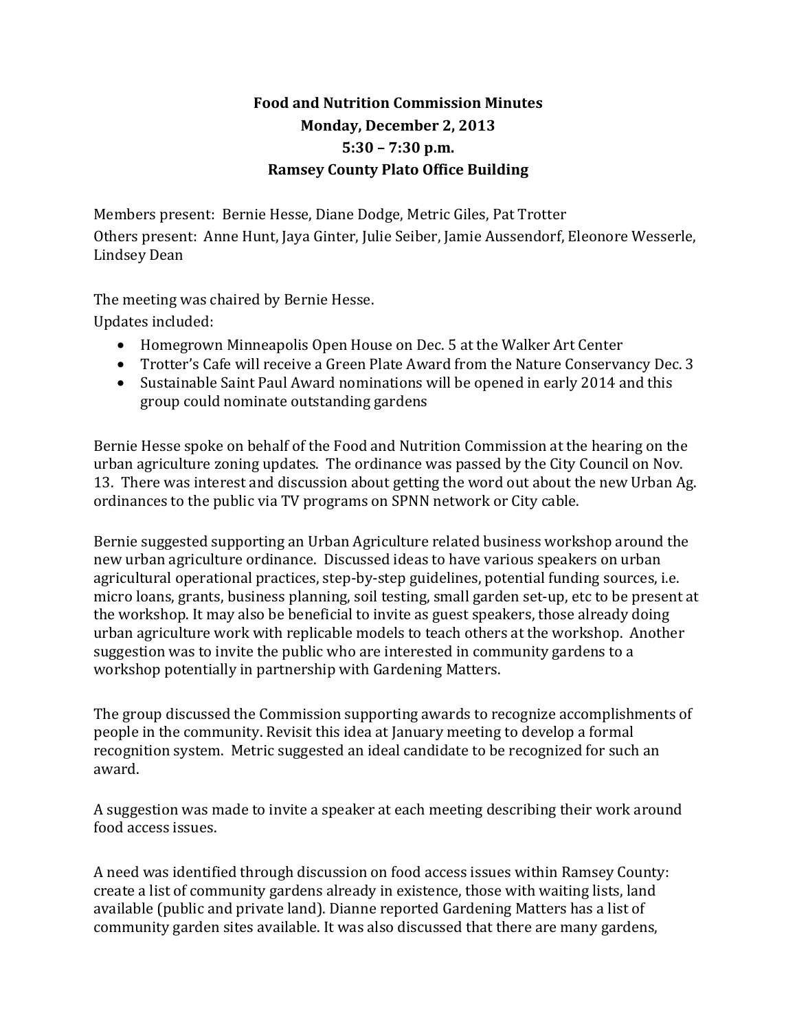**Food and Nutrition Commission Minutes**
**Monday, December 2, 2013**
**5:30 – 7:30 p.m.**
**Ramsey County Plato Office Building**

Members present: Bernie Hesse, Diane Dodge, Metric Giles, Pat Trotter
Others present: Anne Hunt, Jaya Ginter, Julie Seiber, Jamie Aussendorf, Eleonore Wesserle, Lindsey Dean

The meeting was chaired by Bernie Hesse.
Updates included:

- Homegrown Minneapolis Open House on Dec. 5 at the Walker Art Center
- Trotter's Cafe will receive a Green Plate Award from the Nature Conservancy Dec. 3
- Sustainable Saint Paul Award nominations will be opened in early 2014 and this group could nominate outstanding gardens

Bernie Hesse spoke on behalf of the Food and Nutrition Commission at the hearing on the urban agriculture zoning updates. The ordinance was passed by the City Council on Nov. 13. There was interest and discussion about getting the word out about the new Urban Ag. ordinances to the public via TV programs on SPNN network or City cable.

Bernie suggested supporting an Urban Agriculture related business workshop around the new urban agriculture ordinance. Discussed ideas to have various speakers on urban agricultural operational practices, step-by-step guidelines, potential funding sources, i.e. micro loans, grants, business planning, soil testing, small garden set-up, etc to be present at the workshop. It may also be beneficial to invite as guest speakers, those already doing urban agriculture work with replicable models to teach others at the workshop. Another suggestion was to invite the public who are interested in community gardens to a workshop potentially in partnership with Gardening Matters.

The group discussed the Commission supporting awards to recognize accomplishments of people in the community. Revisit this idea at January meeting to develop a formal recognition system. Metric suggested an ideal candidate to be recognized for such an award.

A suggestion was made to invite a speaker at each meeting describing their work around food access issues.

A need was identified through discussion on food access issues within Ramsey County: create a list of community gardens already in existence, those with waiting lists, land available (public and private land). Dianne reported Gardening Matters has a list of community garden sites available. It was also discussed that there are many gardens,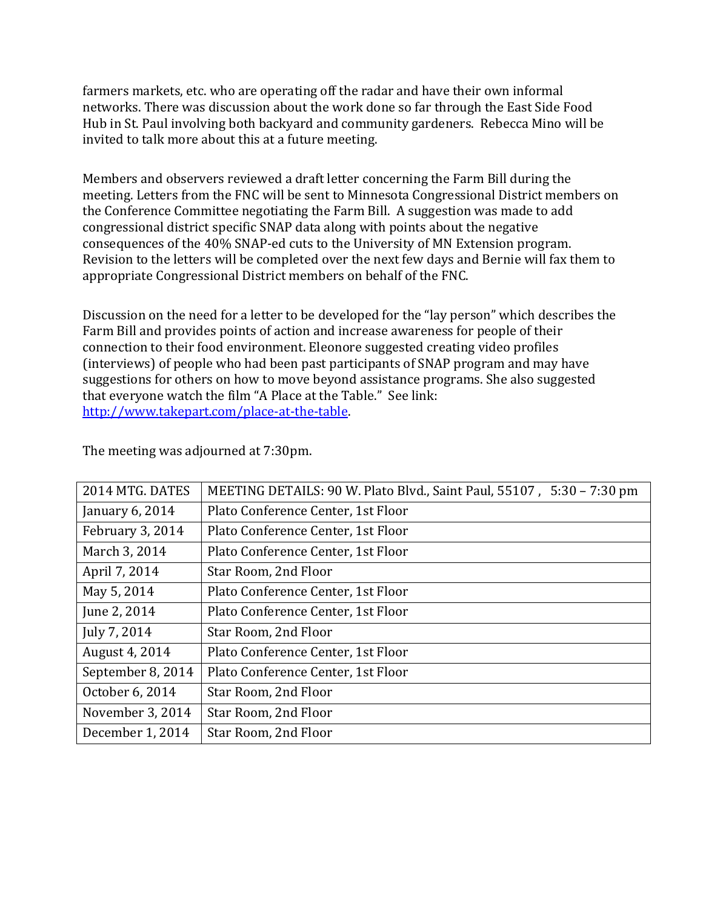farmers markets, etc. who are operating off the radar and have their own informal networks. There was discussion about the work done so far through the East Side Food Hub in St. Paul involving both backyard and community gardeners. Rebecca Mino will be invited to talk more about this at a future meeting.

Members and observers reviewed a draft letter concerning the Farm Bill during the meeting. Letters from the FNC will be sent to Minnesota Congressional District members on the Conference Committee negotiating the Farm Bill. A suggestion was made to add congressional district specific SNAP data along with points about the negative consequences of the 40% SNAP-ed cuts to the University of MN Extension program. Revision to the letters will be completed over the next few days and Bernie will fax them to appropriate Congressional District members on behalf of the FNC.

Discussion on the need for a letter to be developed for the "lay person" which describes the Farm Bill and provides points of action and increase awareness for people of their connection to their food environment. Eleonore suggested creating video profiles (interviews) of people who had been past participants of SNAP program and may have suggestions for others on how to move beyond assistance programs. She also suggested that everyone watch the film "A Place at the Table." See link: [http://www.takepart.com/place-at-the-table](http://www.takepart.com/place-at-the-table).

The meeting was adjourned at 7:30pm.

| 2014 MTG. DATES | MEETING DETAILS: 90 W. Plato Blvd., Saint Paul, 55107 , 5:30 – 7:30 pm |
| --- | --- |
| January 6, 2014 | Plato Conference Center, 1st Floor |
| February 3, 2014 | Plato Conference Center, 1st Floor |
| March 3, 2014 | Plato Conference Center, 1st Floor |
| April 7, 2014 | Star Room, 2nd Floor |
| May 5, 2014 | Plato Conference Center, 1st Floor |
| June 2, 2014 | Plato Conference Center, 1st Floor |
| July 7, 2014 | Star Room, 2nd Floor |
| August 4, 2014 | Plato Conference Center, 1st Floor |
| September 8, 2014 | Plato Conference Center, 1st Floor |
| October 6, 2014 | Star Room, 2nd Floor |
| November 3, 2014 | Star Room, 2nd Floor |
| December 1, 2014 | Star Room, 2nd Floor |